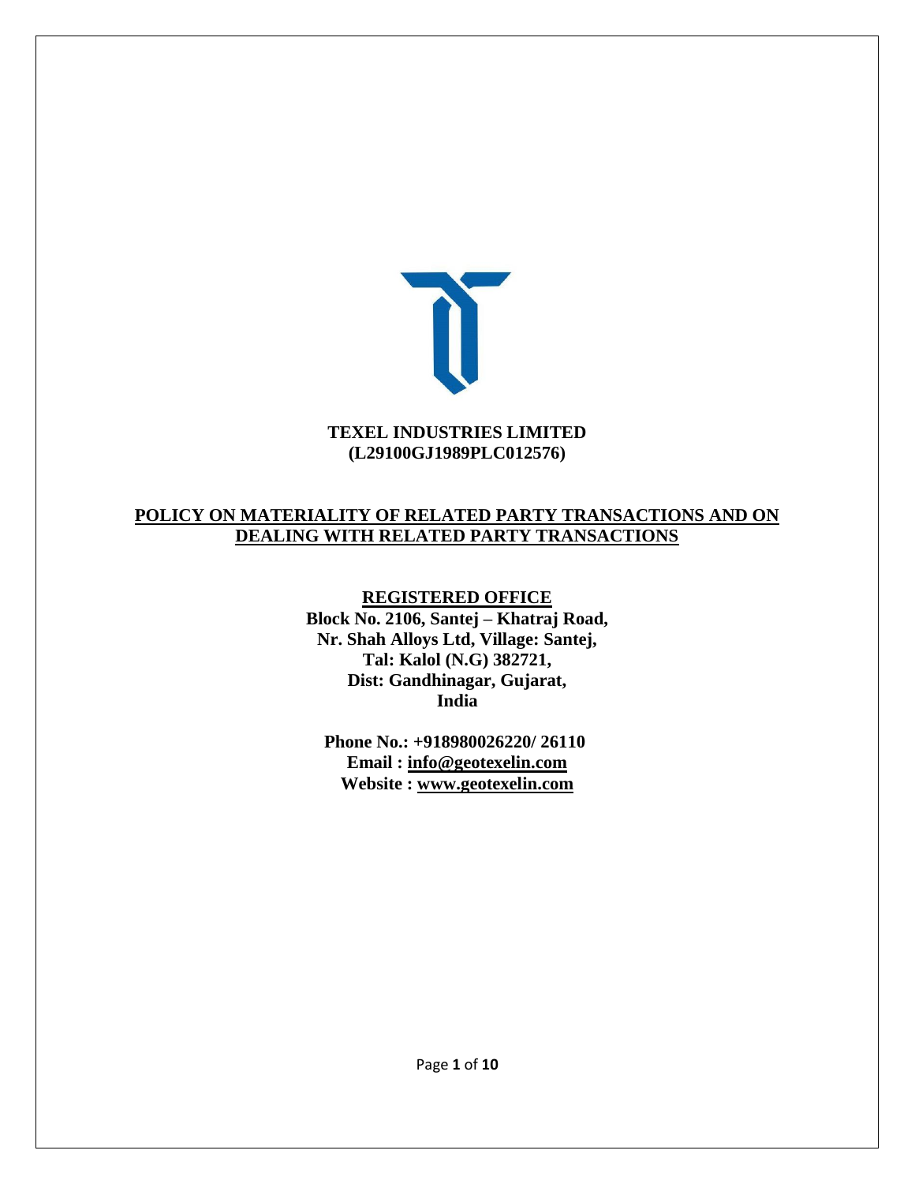**TEXEL INDUSTRIES LIMITED**
**(L29100GJ1989PLC012576)**

# POLICY ON MATERIALITY OF RELATED PARTY TRANSACTIONS AND ON DEALING WITH RELATED PARTY TRANSACTIONS

**REGISTERED OFFICE**

**Block No. 2106, Santej – Khatraj Road,**
**Nr. Shah Alloys Ltd, Village: Santej,**
**Tal: Kalol (N.G) 382721,**
**Dist: Gandhinagar, Gujarat,**
**India**

**Phone No.: +918980026220/ 26110**
**Email : info@geotexelin.com**
**Website : www.geotexelin.com**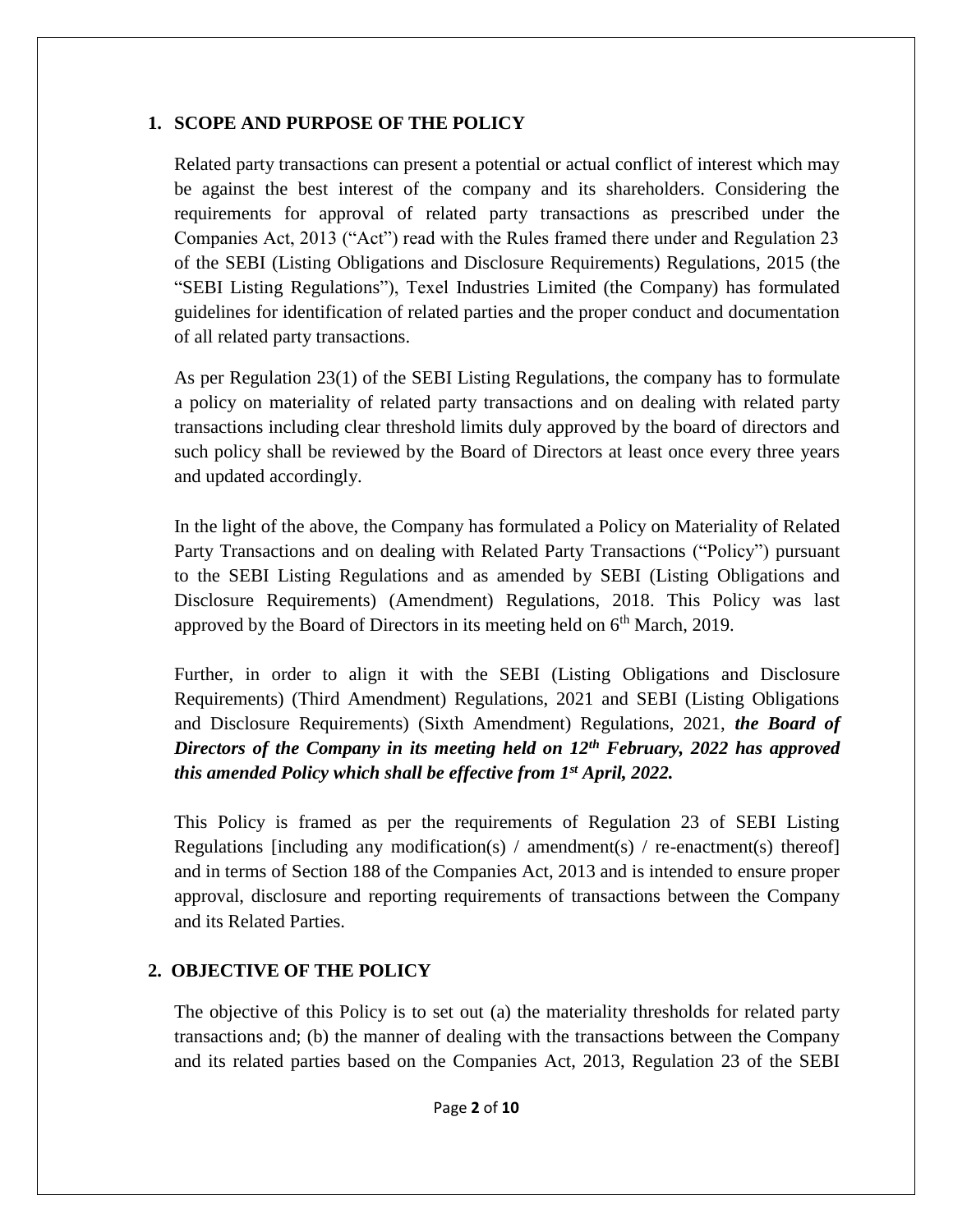## 1. SCOPE AND PURPOSE OF THE POLICY

Related party transactions can present a potential or actual conflict of interest which may be against the best interest of the company and its shareholders. Considering the requirements for approval of related party transactions as prescribed under the Companies Act, 2013 ("Act") read with the Rules framed there under and Regulation 23 of the SEBI (Listing Obligations and Disclosure Requirements) Regulations, 2015 (the "SEBI Listing Regulations"), Texel Industries Limited (the Company) has formulated guidelines for identification of related parties and the proper conduct and documentation of all related party transactions.

As per Regulation 23(1) of the SEBI Listing Regulations, the company has to formulate a policy on materiality of related party transactions and on dealing with related party transactions including clear threshold limits duly approved by the board of directors and such policy shall be reviewed by the Board of Directors at least once every three years and updated accordingly.

In the light of the above, the Company has formulated a Policy on Materiality of Related Party Transactions and on dealing with Related Party Transactions ("Policy") pursuant to the SEBI Listing Regulations and as amended by SEBI (Listing Obligations and Disclosure Requirements) (Amendment) Regulations, 2018. This Policy was last approved by the Board of Directors in its meeting held on 6th March, 2019.

Further, in order to align it with the SEBI (Listing Obligations and Disclosure Requirements) (Third Amendment) Regulations, 2021 and SEBI (Listing Obligations and Disclosure Requirements) (Sixth Amendment) Regulations, 2021, ***the Board of Directors of the Company in its meeting held on 12th February, 2022 has approved this amended Policy which shall be effective from 1st April, 2022.***

This Policy is framed as per the requirements of Regulation 23 of SEBI Listing Regulations [including any modification(s) / amendment(s) / re-enactment(s) thereof] and in terms of Section 188 of the Companies Act, 2013 and is intended to ensure proper approval, disclosure and reporting requirements of transactions between the Company and its Related Parties.

## 2. OBJECTIVE OF THE POLICY

The objective of this Policy is to set out (a) the materiality thresholds for related party transactions and; (b) the manner of dealing with the transactions between the Company and its related parties based on the Companies Act, 2013, Regulation 23 of the SEBI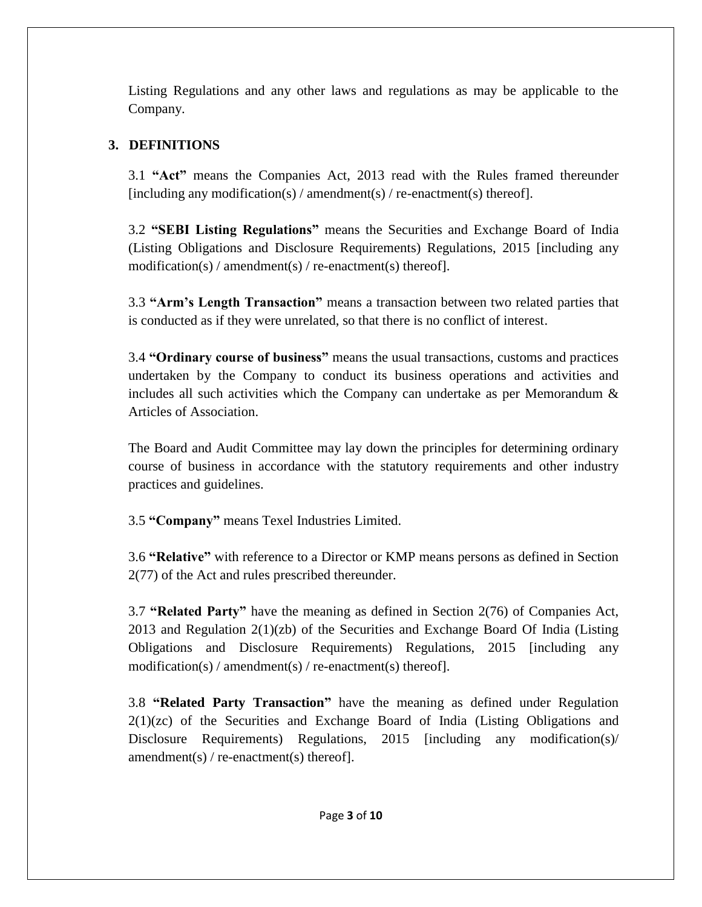Listing Regulations and any other laws and regulations as may be applicable to the Company.

## 3. DEFINITIONS

3.1 **"Act"** means the Companies Act, 2013 read with the Rules framed thereunder [including any modification(s) / amendment(s) / re-enactment(s) thereof].

3.2 **"SEBI Listing Regulations"** means the Securities and Exchange Board of India (Listing Obligations and Disclosure Requirements) Regulations, 2015 [including any modification(s) / amendment(s) / re-enactment(s) thereof].

3.3 **"Arm's Length Transaction"** means a transaction between two related parties that is conducted as if they were unrelated, so that there is no conflict of interest.

3.4 **"Ordinary course of business"** means the usual transactions, customs and practices undertaken by the Company to conduct its business operations and activities and includes all such activities which the Company can undertake as per Memorandum & Articles of Association.

The Board and Audit Committee may lay down the principles for determining ordinary course of business in accordance with the statutory requirements and other industry practices and guidelines.

3.5 **"Company"** means Texel Industries Limited.

3.6 **"Relative"** with reference to a Director or KMP means persons as defined in Section 2(77) of the Act and rules prescribed thereunder.

3.7 **"Related Party"** have the meaning as defined in Section 2(76) of Companies Act, 2013 and Regulation 2(1)(zb) of the Securities and Exchange Board Of India (Listing Obligations and Disclosure Requirements) Regulations, 2015 [including any modification(s) / amendment(s) / re-enactment(s) thereof].

3.8 **"Related Party Transaction"** have the meaning as defined under Regulation 2(1)(zc) of the Securities and Exchange Board of India (Listing Obligations and Disclosure Requirements) Regulations, 2015 [including any modification(s)/ amendment(s) / re-enactment(s) thereof].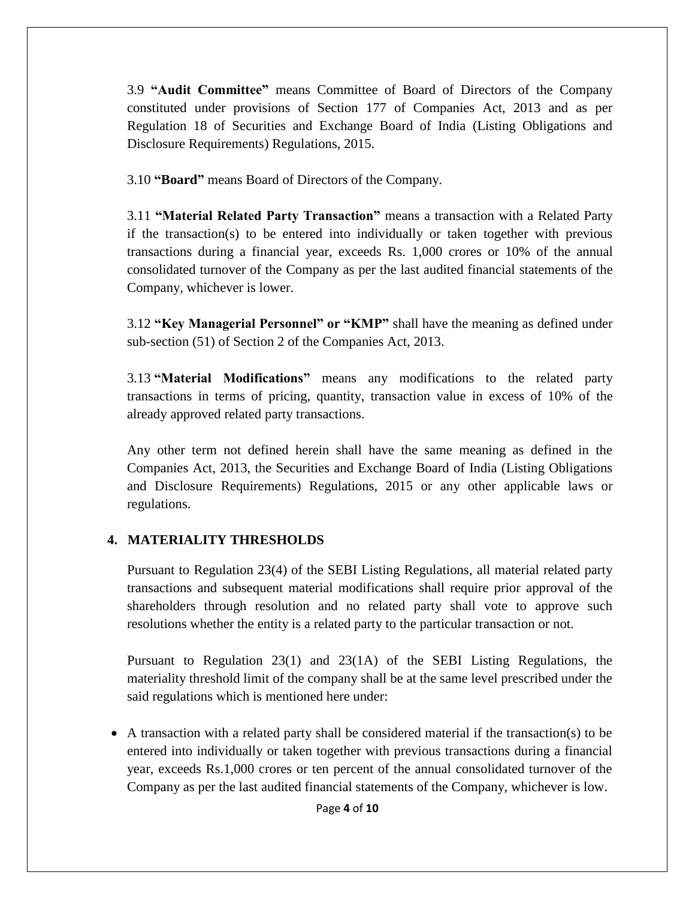3.9 **"Audit Committee"** means Committee of Board of Directors of the Company constituted under provisions of Section 177 of Companies Act, 2013 and as per Regulation 18 of Securities and Exchange Board of India (Listing Obligations and Disclosure Requirements) Regulations, 2015.

3.10 **"Board"** means Board of Directors of the Company.

3.11 **"Material Related Party Transaction"** means a transaction with a Related Party if the transaction(s) to be entered into individually or taken together with previous transactions during a financial year, exceeds Rs. 1,000 crores or 10% of the annual consolidated turnover of the Company as per the last audited financial statements of the Company, whichever is lower.

3.12 **"Key Managerial Personnel" or "KMP"** shall have the meaning as defined under sub-section (51) of Section 2 of the Companies Act, 2013.

3.13 **"Material Modifications"** means any modifications to the related party transactions in terms of pricing, quantity, transaction value in excess of 10% of the already approved related party transactions.

Any other term not defined herein shall have the same meaning as defined in the Companies Act, 2013, the Securities and Exchange Board of India (Listing Obligations and Disclosure Requirements) Regulations, 2015 or any other applicable laws or regulations.

## 4. MATERIALITY THRESHOLDS

Pursuant to Regulation 23(4) of the SEBI Listing Regulations, all material related party transactions and subsequent material modifications shall require prior approval of the shareholders through resolution and no related party shall vote to approve such resolutions whether the entity is a related party to the particular transaction or not.

Pursuant to Regulation 23(1) and 23(1A) of the SEBI Listing Regulations, the materiality threshold limit of the company shall be at the same level prescribed under the said regulations which is mentioned here under:

- A transaction with a related party shall be considered material if the transaction(s) to be entered into individually or taken together with previous transactions during a financial year, exceeds Rs.1,000 crores or ten percent of the annual consolidated turnover of the Company as per the last audited financial statements of the Company, whichever is low.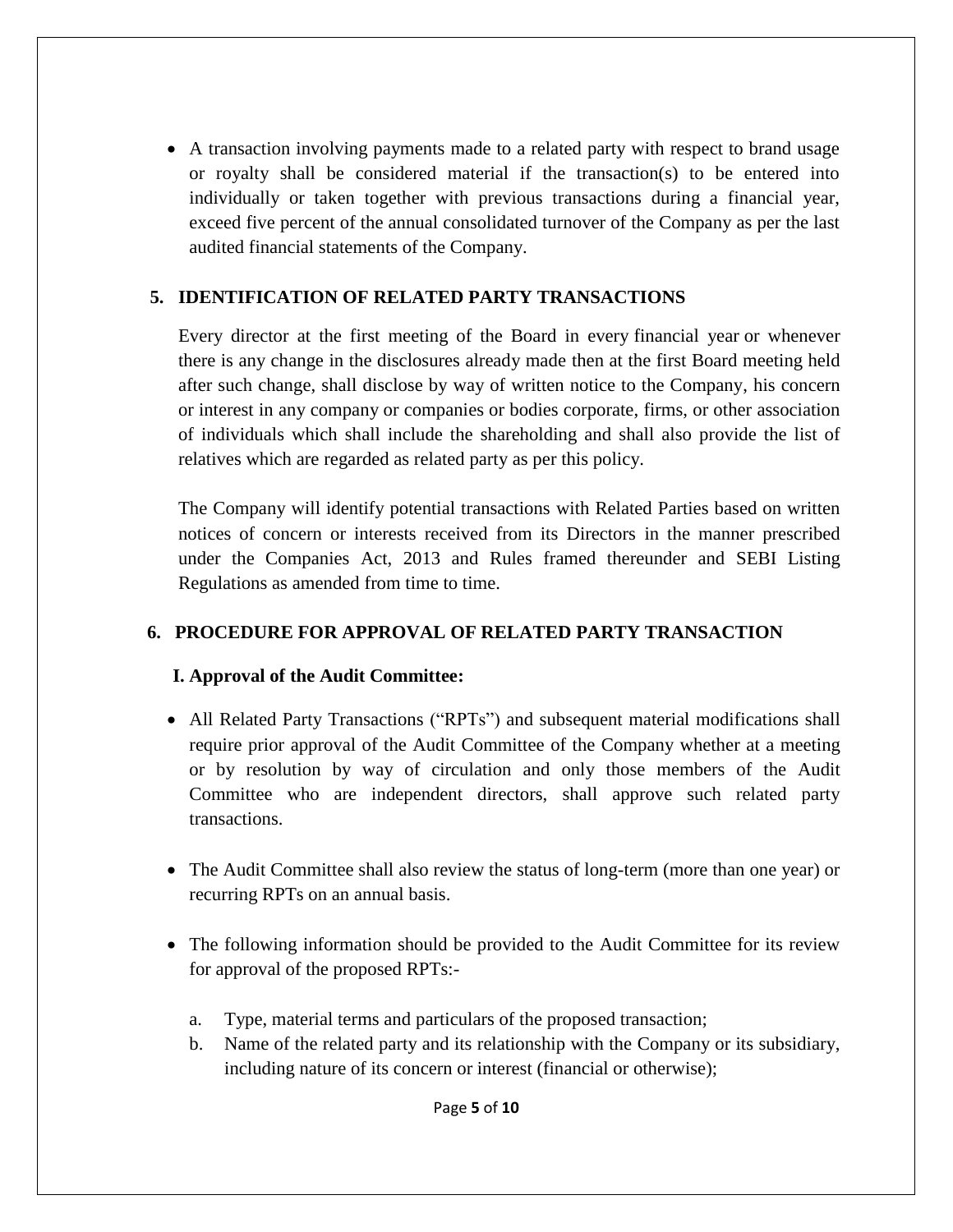- A transaction involving payments made to a related party with respect to brand usage or royalty shall be considered material if the transaction(s) to be entered into individually or taken together with previous transactions during a financial year, exceed five percent of the annual consolidated turnover of the Company as per the last audited financial statements of the Company.

## 5. IDENTIFICATION OF RELATED PARTY TRANSACTIONS

Every director at the first meeting of the Board in every financial year or whenever there is any change in the disclosures already made then at the first Board meeting held after such change, shall disclose by way of written notice to the Company, his concern or interest in any company or companies or bodies corporate, firms, or other association of individuals which shall include the shareholding and shall also provide the list of relatives which are regarded as related party as per this policy.

The Company will identify potential transactions with Related Parties based on written notices of concern or interests received from its Directors in the manner prescribed under the Companies Act, 2013 and Rules framed thereunder and SEBI Listing Regulations as amended from time to time.

## 6. PROCEDURE FOR APPROVAL OF RELATED PARTY TRANSACTION

### I. Approval of the Audit Committee:

- All Related Party Transactions ("RPTs") and subsequent material modifications shall require prior approval of the Audit Committee of the Company whether at a meeting or by resolution by way of circulation and only those members of the Audit Committee who are independent directors, shall approve such related party transactions.

- The Audit Committee shall also review the status of long-term (more than one year) or recurring RPTs on an annual basis.

- The following information should be provided to the Audit Committee for its review for approval of the proposed RPTs:-

  a. Type, material terms and particulars of the proposed transaction;
  b. Name of the related party and its relationship with the Company or its subsidiary, including nature of its concern or interest (financial or otherwise);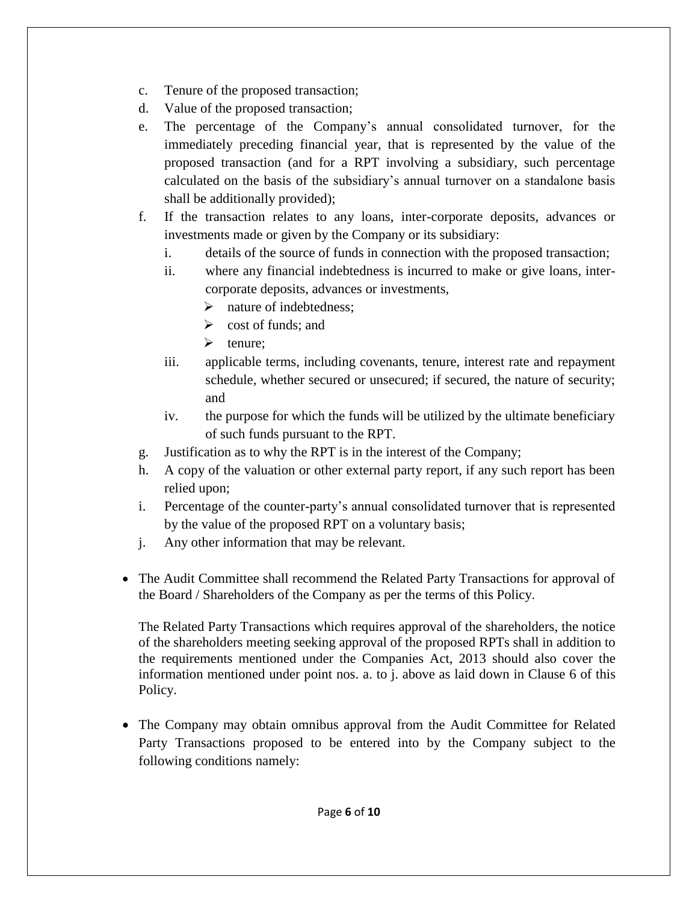c. Tenure of the proposed transaction;
d. Value of the proposed transaction;
e. The percentage of the Company's annual consolidated turnover, for the immediately preceding financial year, that is represented by the value of the proposed transaction (and for a RPT involving a subsidiary, such percentage calculated on the basis of the subsidiary's annual turnover on a standalone basis shall be additionally provided);
f. If the transaction relates to any loans, inter-corporate deposits, advances or investments made or given by the Company or its subsidiary:
    i. details of the source of funds in connection with the proposed transaction;
    ii. where any financial indebtedness is incurred to make or give loans, inter-corporate deposits, advances or investments,
        - nature of indebtedness;
        - cost of funds; and
        - tenure;
    iii. applicable terms, including covenants, tenure, interest rate and repayment schedule, whether secured or unsecured; if secured, the nature of security; and
    iv. the purpose for which the funds will be utilized by the ultimate beneficiary of such funds pursuant to the RPT.
g. Justification as to why the RPT is in the interest of the Company;
h. A copy of the valuation or other external party report, if any such report has been relied upon;
i. Percentage of the counter-party's annual consolidated turnover that is represented by the value of the proposed RPT on a voluntary basis;
j. Any other information that may be relevant.

- The Audit Committee shall recommend the Related Party Transactions for approval of the Board / Shareholders of the Company as per the terms of this Policy.

  The Related Party Transactions which requires approval of the shareholders, the notice of the shareholders meeting seeking approval of the proposed RPTs shall in addition to the requirements mentioned under the Companies Act, 2013 should also cover the information mentioned under point nos. a. to j. above as laid down in Clause 6 of this Policy.

- The Company may obtain omnibus approval from the Audit Committee for Related Party Transactions proposed to be entered into by the Company subject to the following conditions namely: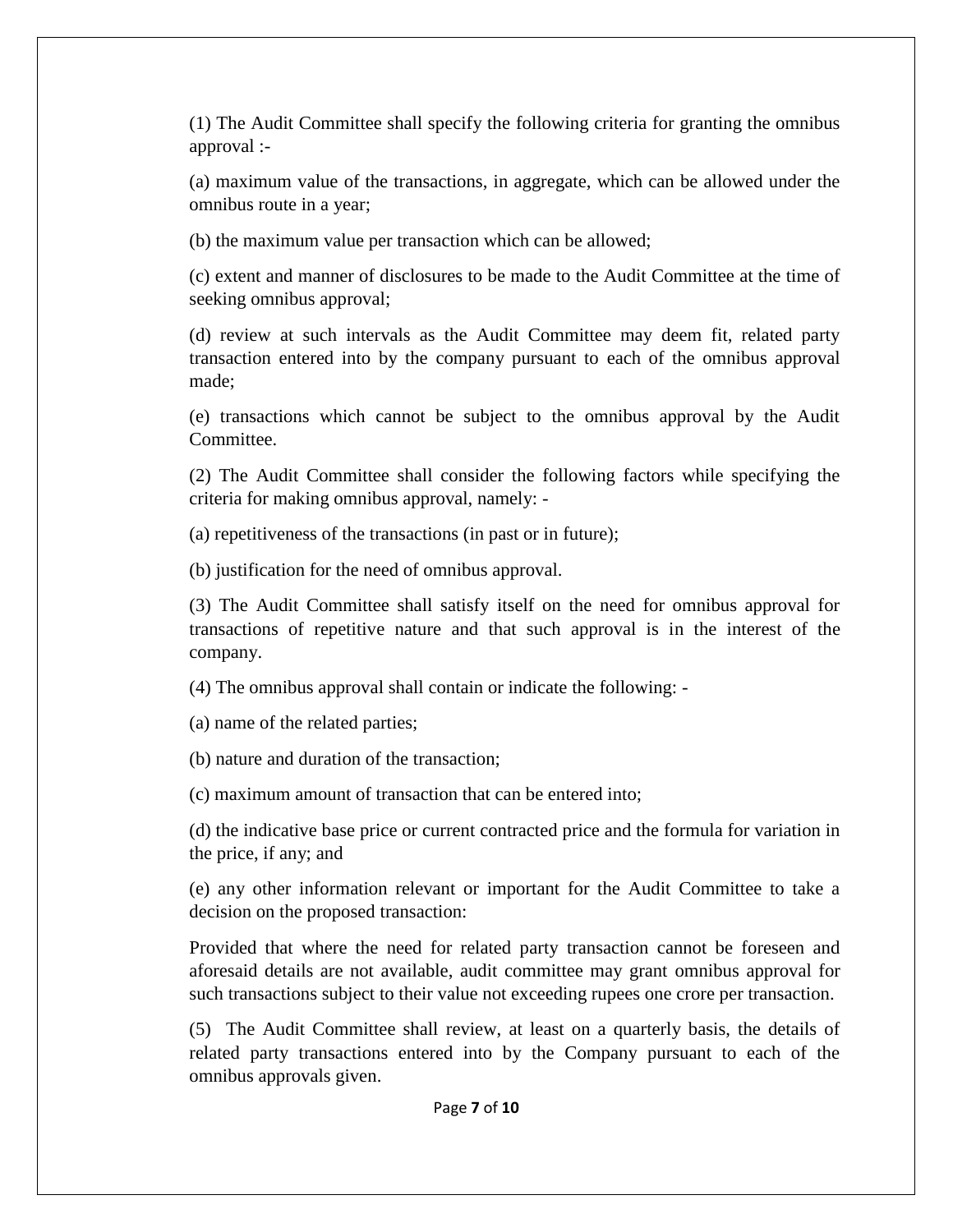(1) The Audit Committee shall specify the following criteria for granting the omnibus approval :-

(a) maximum value of the transactions, in aggregate, which can be allowed under the omnibus route in a year;

(b) the maximum value per transaction which can be allowed;

(c) extent and manner of disclosures to be made to the Audit Committee at the time of seeking omnibus approval;

(d) review at such intervals as the Audit Committee may deem fit, related party transaction entered into by the company pursuant to each of the omnibus approval made;

(e) transactions which cannot be subject to the omnibus approval by the Audit Committee.

(2) The Audit Committee shall consider the following factors while specifying the criteria for making omnibus approval, namely: -

(a) repetitiveness of the transactions (in past or in future);

(b) justification for the need of omnibus approval.

(3) The Audit Committee shall satisfy itself on the need for omnibus approval for transactions of repetitive nature and that such approval is in the interest of the company.

(4) The omnibus approval shall contain or indicate the following: -

(a) name of the related parties;

(b) nature and duration of the transaction;

(c) maximum amount of transaction that can be entered into;

(d) the indicative base price or current contracted price and the formula for variation in the price, if any; and

(e) any other information relevant or important for the Audit Committee to take a decision on the proposed transaction:

Provided that where the need for related party transaction cannot be foreseen and aforesaid details are not available, audit committee may grant omnibus approval for such transactions subject to their value not exceeding rupees one crore per transaction.

(5) The Audit Committee shall review, at least on a quarterly basis, the details of related party transactions entered into by the Company pursuant to each of the omnibus approvals given.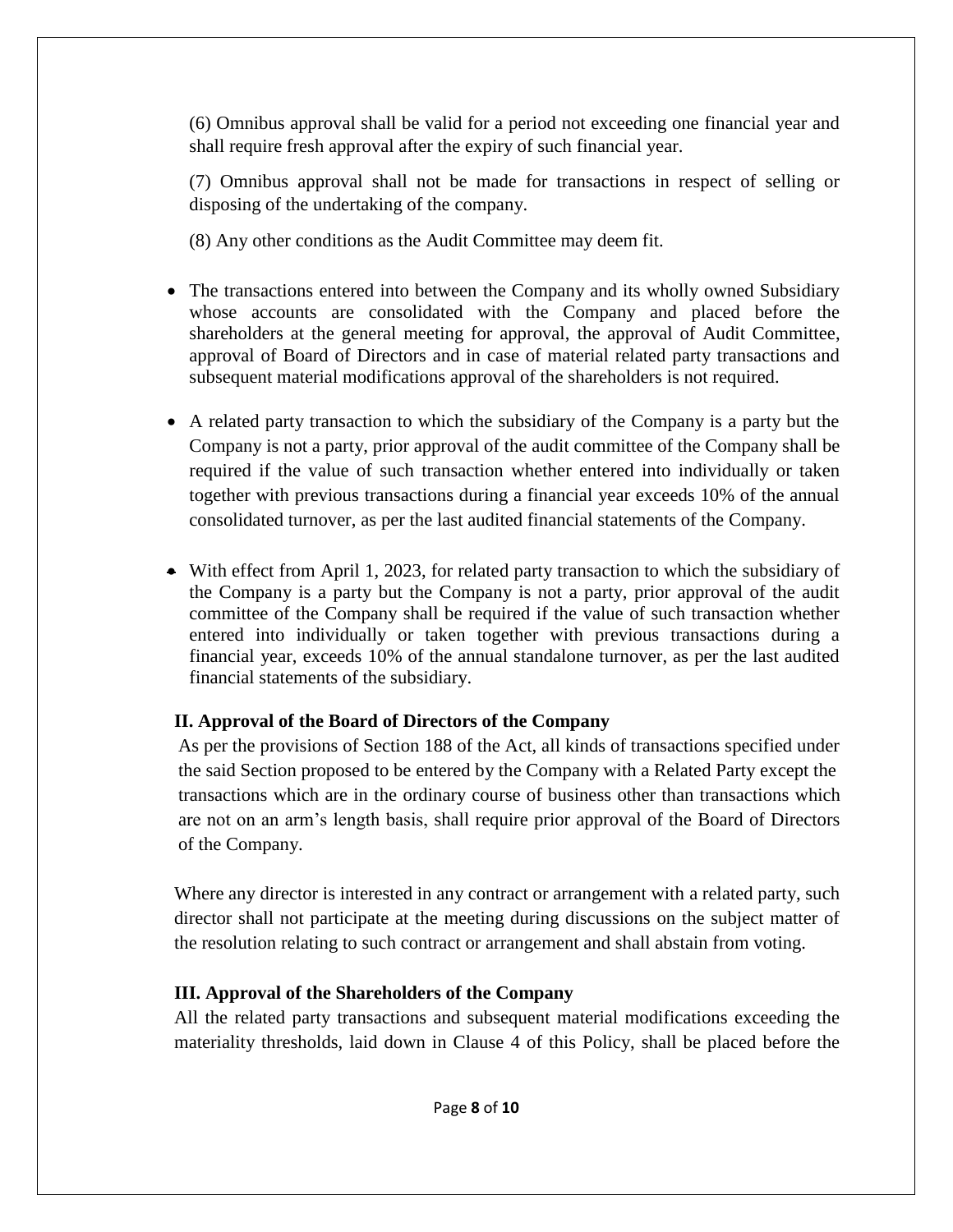(6) Omnibus approval shall be valid for a period not exceeding one financial year and shall require fresh approval after the expiry of such financial year.

(7) Omnibus approval shall not be made for transactions in respect of selling or disposing of the undertaking of the company.

(8) Any other conditions as the Audit Committee may deem fit.

- The transactions entered into between the Company and its wholly owned Subsidiary whose accounts are consolidated with the Company and placed before the shareholders at the general meeting for approval, the approval of Audit Committee, approval of Board of Directors and in case of material related party transactions and subsequent material modifications approval of the shareholders is not required.

- A related party transaction to which the subsidiary of the Company is a party but the Company is not a party, prior approval of the audit committee of the Company shall be required if the value of such transaction whether entered into individually or taken together with previous transactions during a financial year exceeds 10% of the annual consolidated turnover, as per the last audited financial statements of the Company.

- With effect from April 1, 2023, for related party transaction to which the subsidiary of the Company is a party but the Company is not a party, prior approval of the audit committee of the Company shall be required if the value of such transaction whether entered into individually or taken together with previous transactions during a financial year, exceeds 10% of the annual standalone turnover, as per the last audited financial statements of the subsidiary.

**II. Approval of the Board of Directors of the Company**

As per the provisions of Section 188 of the Act, all kinds of transactions specified under the said Section proposed to be entered by the Company with a Related Party except the transactions which are in the ordinary course of business other than transactions which are not on an arm's length basis, shall require prior approval of the Board of Directors of the Company.

Where any director is interested in any contract or arrangement with a related party, such director shall not participate at the meeting during discussions on the subject matter of the resolution relating to such contract or arrangement and shall abstain from voting.

**III. Approval of the Shareholders of the Company**

All the related party transactions and subsequent material modifications exceeding the materiality thresholds, laid down in Clause 4 of this Policy, shall be placed before the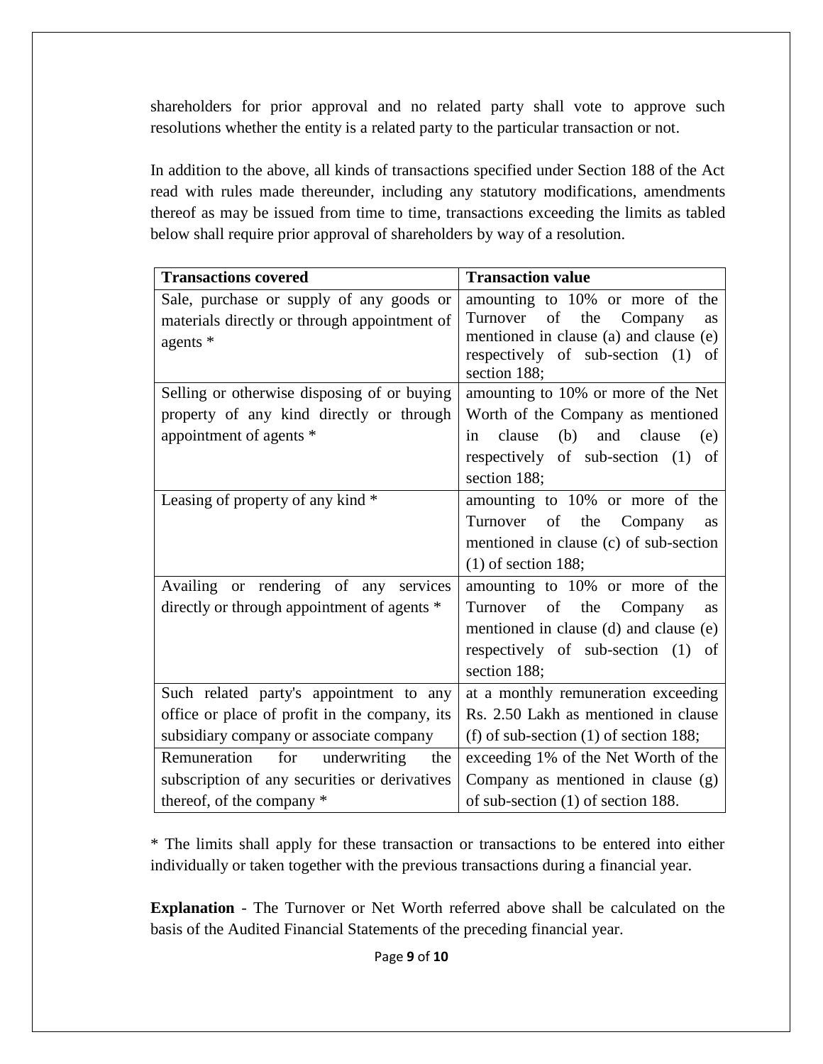shareholders for prior approval and no related party shall vote to approve such resolutions whether the entity is a related party to the particular transaction or not.

In addition to the above, all kinds of transactions specified under Section 188 of the Act read with rules made thereunder, including any statutory modifications, amendments thereof as may be issued from time to time, transactions exceeding the limits as tabled below shall require prior approval of shareholders by way of a resolution.

| **Transactions covered** | **Transaction value** |
|---|---|
| Sale, purchase or supply of any goods or materials directly or through appointment of agents * | amounting to 10% or more of the Turnover of the Company as mentioned in clause (a) and clause (e) respectively of sub-section (1) of section 188; |
| Selling or otherwise disposing of or buying property of any kind directly or through appointment of agents * | amounting to 10% or more of the Net Worth of the Company as mentioned in clause (b) and clause (e) respectively of sub-section (1) of section 188; |
| Leasing of property of any kind * | amounting to 10% or more of the Turnover of the Company as mentioned in clause (c) of sub-section (1) of section 188; |
| Availing or rendering of any services directly or through appointment of agents * | amounting to 10% or more of the Turnover of the Company as mentioned in clause (d) and clause (e) respectively of sub-section (1) of section 188; |
| Such related party's appointment to any office or place of profit in the company, its subsidiary company or associate company | at a monthly remuneration exceeding Rs. 2.50 Lakh as mentioned in clause (f) of sub-section (1) of section 188; |
| Remuneration for underwriting the subscription of any securities or derivatives thereof, of the company * | exceeding 1% of the Net Worth of the Company as mentioned in clause (g) of sub-section (1) of section 188. |

* The limits shall apply for these transaction or transactions to be entered into either individually or taken together with the previous transactions during a financial year.

**Explanation** - The Turnover or Net Worth referred above shall be calculated on the basis of the Audited Financial Statements of the preceding financial year.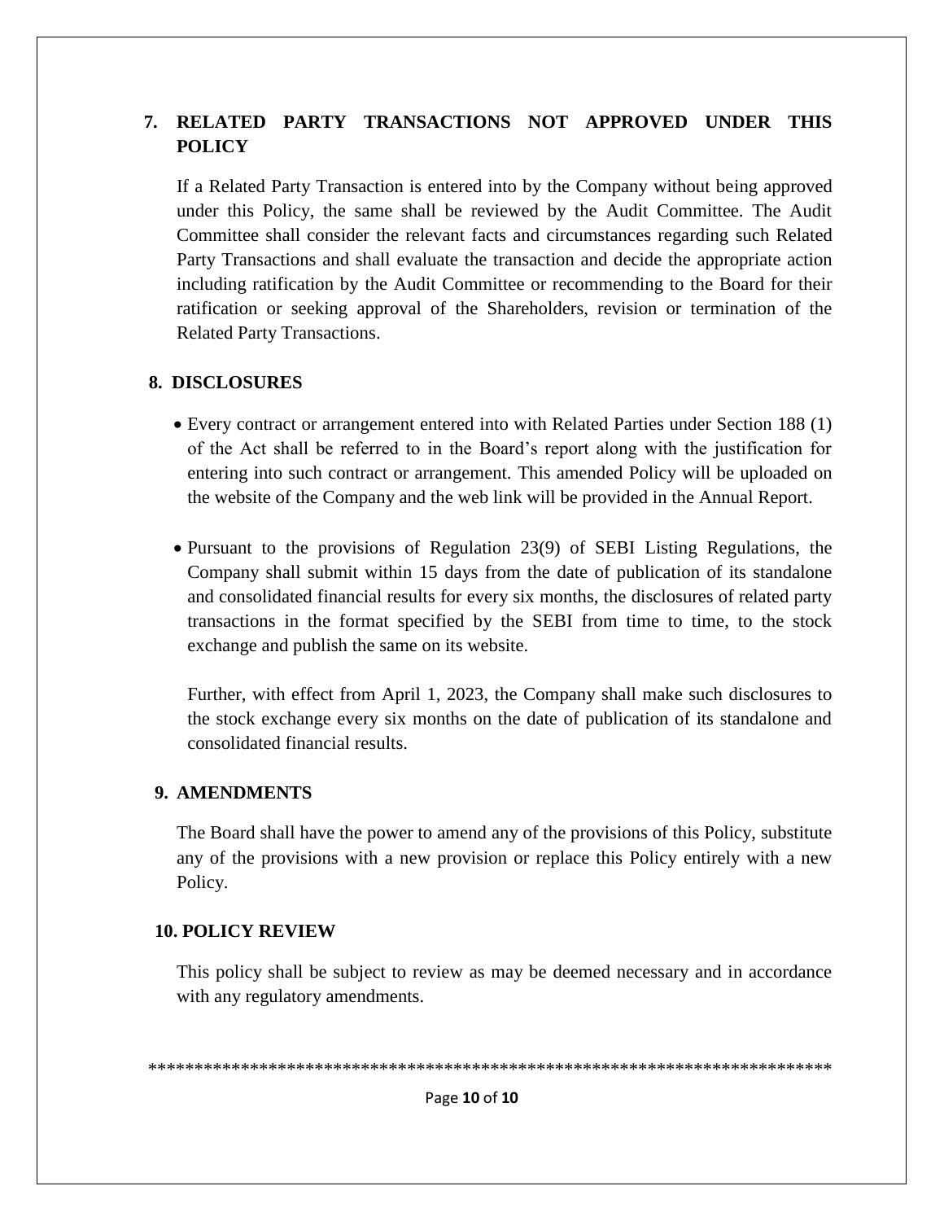## 7. RELATED PARTY TRANSACTIONS NOT APPROVED UNDER THIS POLICY

If a Related Party Transaction is entered into by the Company without being approved under this Policy, the same shall be reviewed by the Audit Committee. The Audit Committee shall consider the relevant facts and circumstances regarding such Related Party Transactions and shall evaluate the transaction and decide the appropriate action including ratification by the Audit Committee or recommending to the Board for their ratification or seeking approval of the Shareholders, revision or termination of the Related Party Transactions.

## 8. DISCLOSURES

- Every contract or arrangement entered into with Related Parties under Section 188 (1) of the Act shall be referred to in the Board's report along with the justification for entering into such contract or arrangement. This amended Policy will be uploaded on the website of the Company and the web link will be provided in the Annual Report.

- Pursuant to the provisions of Regulation 23(9) of SEBI Listing Regulations, the Company shall submit within 15 days from the date of publication of its standalone and consolidated financial results for every six months, the disclosures of related party transactions in the format specified by the SEBI from time to time, to the stock exchange and publish the same on its website.

  Further, with effect from April 1, 2023, the Company shall make such disclosures to the stock exchange every six months on the date of publication of its standalone and consolidated financial results.

## 9. AMENDMENTS

The Board shall have the power to amend any of the provisions of this Policy, substitute any of the provisions with a new provision or replace this Policy entirely with a new Policy.

## 10. POLICY REVIEW

This policy shall be subject to review as may be deemed necessary and in accordance with any regulatory amendments.

*****************************************************************************